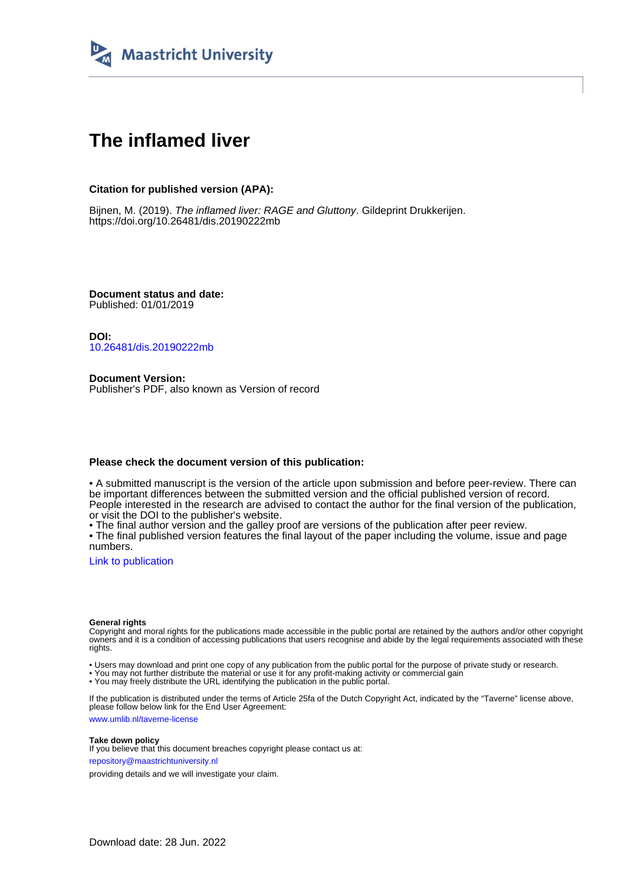Maastricht University

# The inflamed liver

**Citation for published version (APA):**

Bijnen, M. (2019). *The inflamed liver: RAGE and Gluttony*. Gildeprint Drukkerijen. https://doi.org/10.26481/dis.20190222mb

**Document status and date:**
Published: 01/01/2019

**DOI:**
10.26481/dis.20190222mb

**Document Version:**
Publisher's PDF, also known as Version of record

**Please check the document version of this publication:**

• A submitted manuscript is the version of the article upon submission and before peer-review. There can be important differences between the submitted version and the official published version of record. People interested in the research are advised to contact the author for the final version of the publication, or visit the DOI to the publisher's website.
• The final author version and the galley proof are versions of the publication after peer review.
• The final published version features the final layout of the paper including the volume, issue and page numbers.

Link to publication

**General rights**
Copyright and moral rights for the publications made accessible in the public portal are retained by the authors and/or other copyright owners and it is a condition of accessing publications that users recognise and abide by the legal requirements associated with these rights.

• Users may download and print one copy of any publication from the public portal for the purpose of private study or research.
• You may not further distribute the material or use it for any profit-making activity or commercial gain
• You may freely distribute the URL identifying the publication in the public portal.

If the publication is distributed under the terms of Article 25fa of the Dutch Copyright Act, indicated by the "Taverne" license above, please follow below link for the End User Agreement:

www.umlib.nl/taverne-license

**Take down policy**
If you believe that this document breaches copyright please contact us at:

repository@maastrichtuniversity.nl

providing details and we will investigate your claim.

Download date: 28 Jun. 2022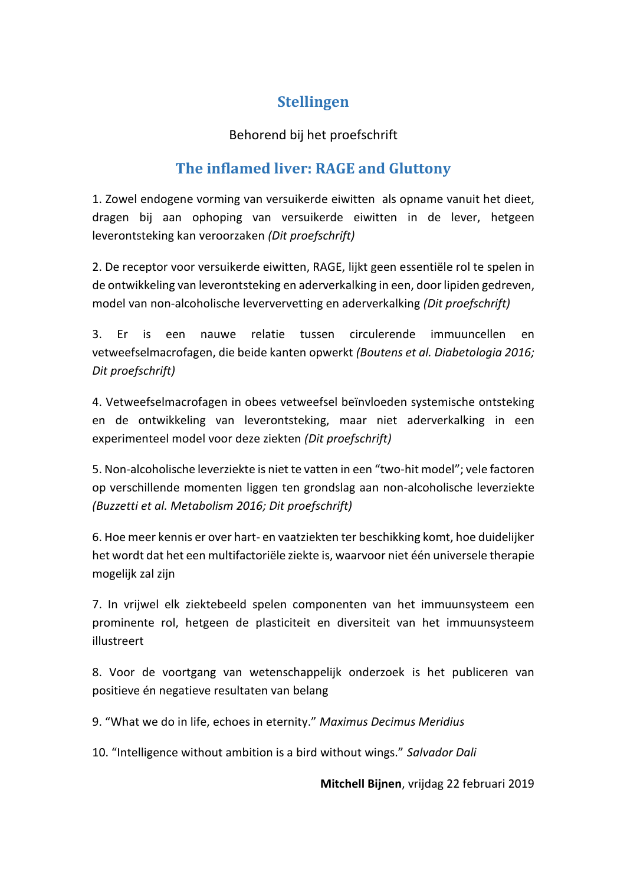# Stellingen

Behorend bij het proefschrift

## The inflamed liver: RAGE and Gluttony

1. Zowel endogene vorming van versuikerde eiwitten als opname vanuit het dieet, dragen bij aan ophoping van versuikerde eiwitten in de lever, hetgeen leverontsteking kan veroorzaken *(Dit proefschrift)*

2. De receptor voor versuikerde eiwitten, RAGE, lijkt geen essentiële rol te spelen in de ontwikkeling van leverontsteking en aderverkalking in een, door lipiden gedreven, model van non-alcoholische leververvetting en aderverkalking *(Dit proefschrift)*

3. Er is een nauwe relatie tussen circulerende immuuncellen en vetweefselmacrofagen, die beide kanten opwerkt *(Boutens et al. Diabetologia 2016; Dit proefschrift)*

4. Vetweefselmacrofagen in obees vetweefsel beïnvloeden systemische ontsteking en de ontwikkeling van leverontsteking, maar niet aderverkalking in een experimenteel model voor deze ziekten *(Dit proefschrift)*

5. Non-alcoholische leverziekte is niet te vatten in een "two-hit model"; vele factoren op verschillende momenten liggen ten grondslag aan non-alcoholische leverziekte *(Buzzetti et al. Metabolism 2016; Dit proefschrift)*

6. Hoe meer kennis er over hart- en vaatziekten ter beschikking komt, hoe duidelijker het wordt dat het een multifactoriële ziekte is, waarvoor niet één universele therapie mogelijk zal zijn

7. In vrijwel elk ziektebeeld spelen componenten van het immuunsysteem een prominente rol, hetgeen de plasticiteit en diversiteit van het immuunsysteem illustreert

8. Voor de voortgang van wetenschappelijk onderzoek is het publiceren van positieve én negatieve resultaten van belang

9. "What we do in life, echoes in eternity." *Maximus Decimus Meridius*

10. "Intelligence without ambition is a bird without wings." *Salvador Dali*

**Mitchell Bijnen**, vrijdag 22 februari 2019